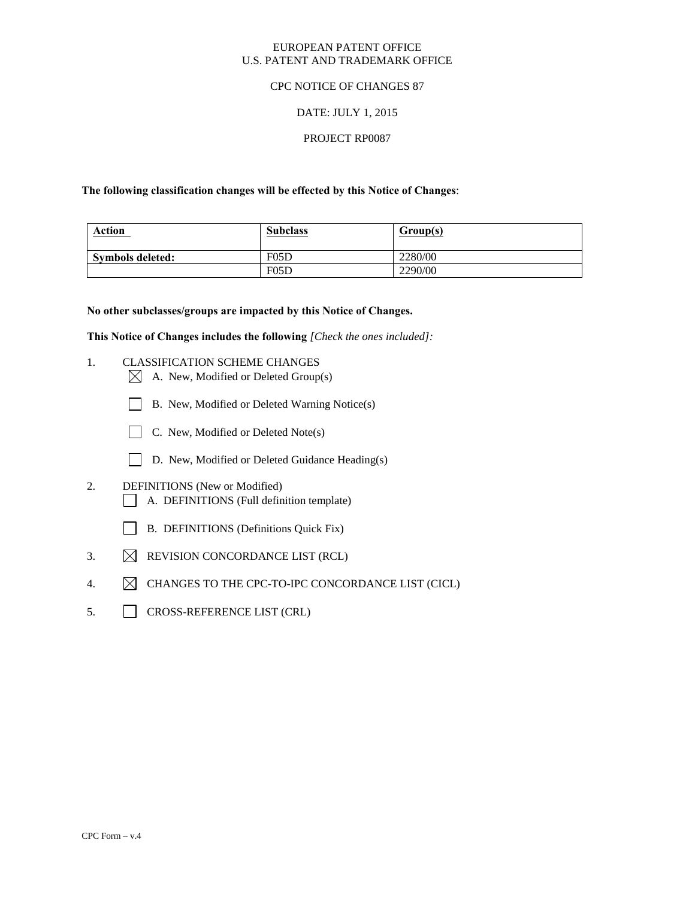EUROPEAN PATENT OFFICE
U.S. PATENT AND TRADEMARK OFFICE

CPC NOTICE OF CHANGES 87

DATE: JULY 1, 2015

PROJECT RP0087

**The following classification changes will be effected by this Notice of Changes**:

| Action | Subclass | Group(s) |
|---|---|---|
| **Symbols deleted:** | F05D | 2280/00 |
| | F05D | 2290/00 |

**No other subclasses/groups are impacted by this Notice of Changes.**

**This Notice of Changes includes the following** *[Check the ones included]:*

1. CLASSIFICATION SCHEME CHANGES
   - [X] A. New, Modified or Deleted Group(s)
   - [ ] B. New, Modified or Deleted Warning Notice(s)
   - [ ] C. New, Modified or Deleted Note(s)
   - [ ] D. New, Modified or Deleted Guidance Heading(s)
2. DEFINITIONS (New or Modified)
   - [ ] A. DEFINITIONS (Full definition template)
   - [ ] B. DEFINITIONS (Definitions Quick Fix)
3. [X] REVISION CONCORDANCE LIST (RCL)
4. [X] CHANGES TO THE CPC-TO-IPC CONCORDANCE LIST (CICL)
5. [ ] CROSS-REFERENCE LIST (CRL)

CPC Form – v.4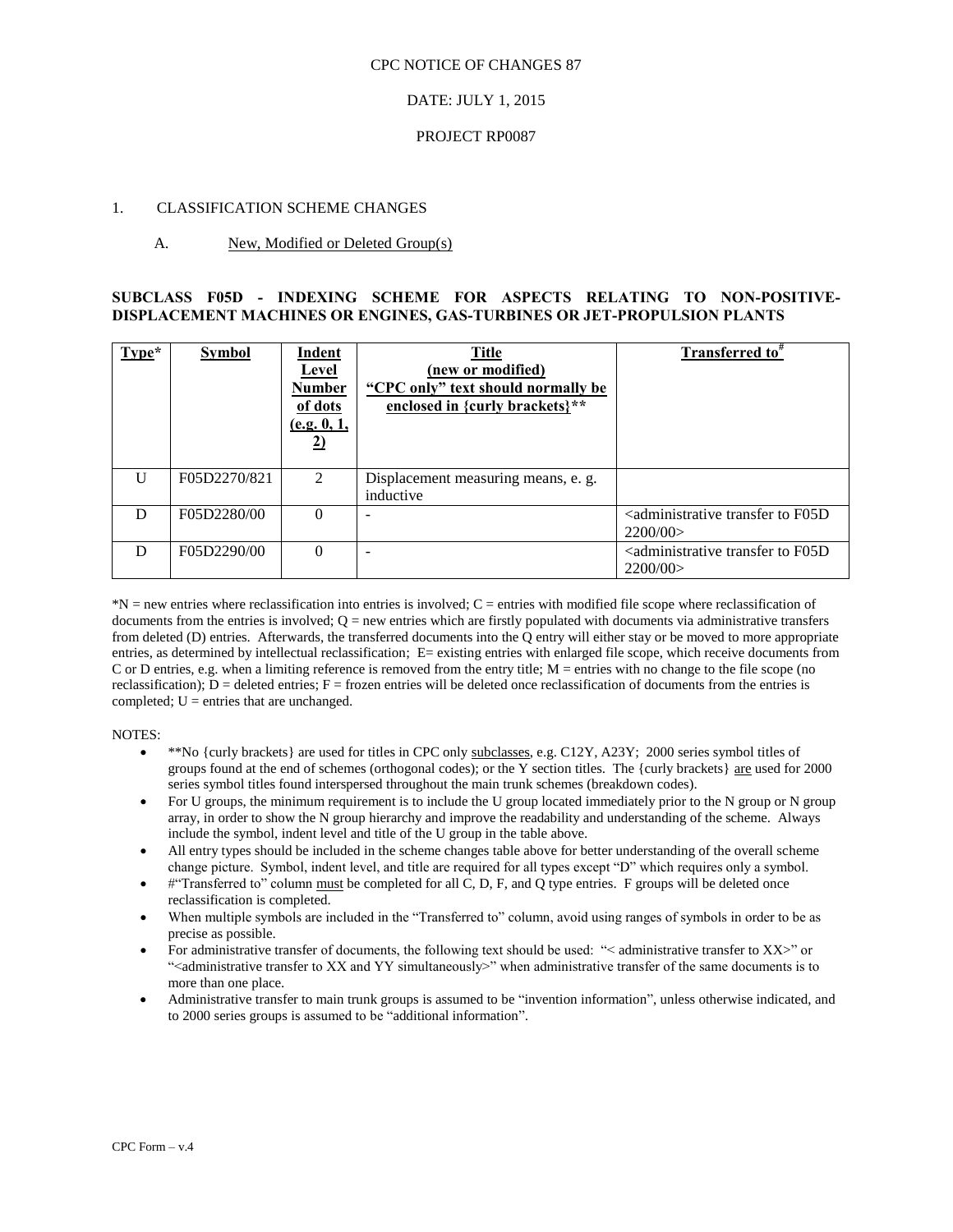CPC NOTICE OF CHANGES 87

DATE: JULY 1, 2015

PROJECT RP0087

1. CLASSIFICATION SCHEME CHANGES

A. New, Modified or Deleted Group(s)

**SUBCLASS F05D - INDEXING SCHEME FOR ASPECTS RELATING TO NON-POSITIVE-DISPLACEMENT MACHINES OR ENGINES, GAS-TURBINES OR JET-PROPULSION PLANTS**

| Type* | Symbol | Indent Level Number of dots (e.g. 0, 1, 2) | Title (new or modified) "CPC only" text should normally be enclosed in {curly brackets}** | Transferred to# |
|---|---|---|---|---|
| U | F05D2270/821 | 2 | Displacement measuring means, e. g. inductive | |
| D | F05D2280/00 | 0 | - | <administrative transfer to F05D 2200/00> |
| D | F05D2290/00 | 0 | - | <administrative transfer to F05D 2200/00> |

*N = new entries where reclassification into entries is involved; C = entries with modified file scope where reclassification of documents from the entries is involved; Q = new entries which are firstly populated with documents via administrative transfers from deleted (D) entries. Afterwards, the transferred documents into the Q entry will either stay or be moved to more appropriate entries, as determined by intellectual reclassification; E= existing entries with enlarged file scope, which receive documents from C or D entries, e.g. when a limiting reference is removed from the entry title; M = entries with no change to the file scope (no reclassification); D = deleted entries; F = frozen entries will be deleted once reclassification of documents from the entries is completed; U = entries that are unchanged.

NOTES:

- **No {curly brackets} are used for titles in CPC only subclasses, e.g. C12Y, A23Y; 2000 series symbol titles of groups found at the end of schemes (orthogonal codes); or the Y section titles. The {curly brackets} are used for 2000 series symbol titles found interspersed throughout the main trunk schemes (breakdown codes).
- For U groups, the minimum requirement is to include the U group located immediately prior to the N group or N group array, in order to show the N group hierarchy and improve the readability and understanding of the scheme. Always include the symbol, indent level and title of the U group in the table above.
- All entry types should be included in the scheme changes table above for better understanding of the overall scheme change picture. Symbol, indent level, and title are required for all types except "D" which requires only a symbol.
- #"Transferred to" column must be completed for all C, D, F, and Q type entries. F groups will be deleted once reclassification is completed.
- When multiple symbols are included in the "Transferred to" column, avoid using ranges of symbols in order to be as precise as possible.
- For administrative transfer of documents, the following text should be used: "< administrative transfer to XX>" or "<administrative transfer to XX and YY simultaneously>" when administrative transfer of the same documents is to more than one place.
- Administrative transfer to main trunk groups is assumed to be "invention information", unless otherwise indicated, and to 2000 series groups is assumed to be "additional information".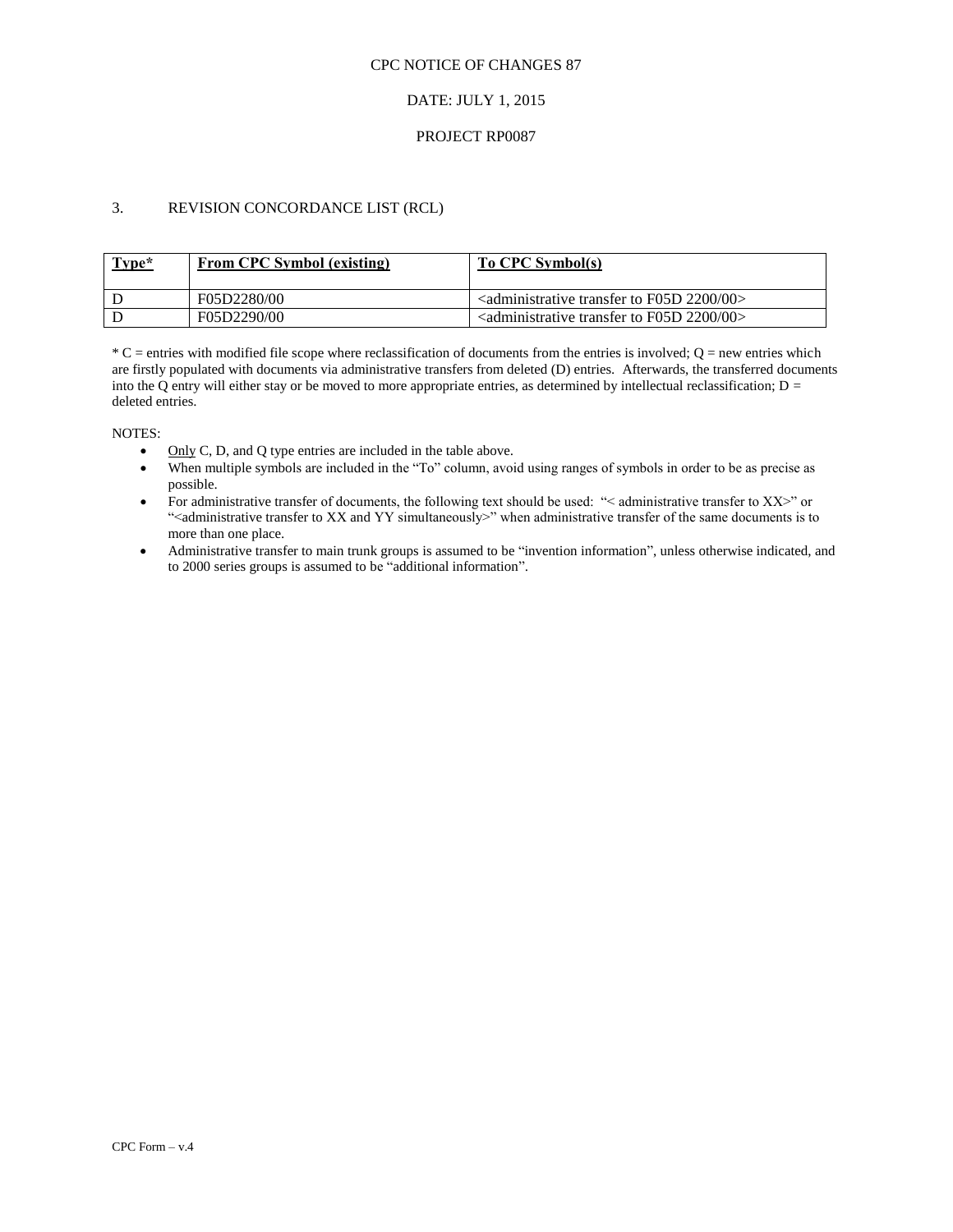CPC NOTICE OF CHANGES 87

DATE: JULY 1, 2015

PROJECT RP0087

## 3. REVISION CONCORDANCE LIST (RCL)

| Type* | From CPC Symbol (existing) | To CPC Symbol(s) |
|---|---|---|
| D | F05D2280/00 | <administrative transfer to F05D 2200/00> |
| D | F05D2290/00 | <administrative transfer to F05D 2200/00> |

* C = entries with modified file scope where reclassification of documents from the entries is involved; Q = new entries which are firstly populated with documents via administrative transfers from deleted (D) entries. Afterwards, the transferred documents into the Q entry will either stay or be moved to more appropriate entries, as determined by intellectual reclassification; D = deleted entries.

NOTES:

- Only C, D, and Q type entries are included in the table above.
- When multiple symbols are included in the "To" column, avoid using ranges of symbols in order to be as precise as possible.
- For administrative transfer of documents, the following text should be used: "< administrative transfer to XX>" or "<administrative transfer to XX and YY simultaneously>" when administrative transfer of the same documents is to more than one place.
- Administrative transfer to main trunk groups is assumed to be "invention information", unless otherwise indicated, and to 2000 series groups is assumed to be "additional information".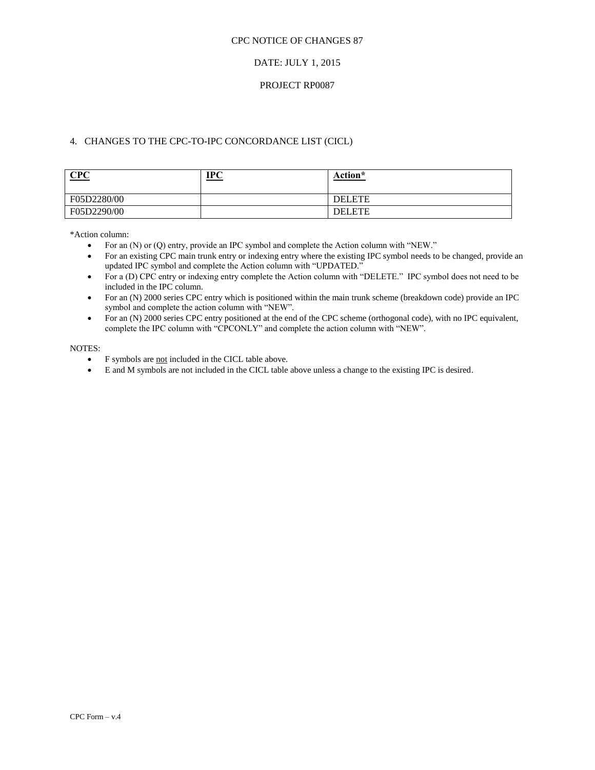CPC NOTICE OF CHANGES 87

DATE: JULY 1, 2015

PROJECT RP0087

4. CHANGES TO THE CPC-TO-IPC CONCORDANCE LIST (CICL)

| CPC | IPC | Action* |
|---|---|---|
| F05D2280/00 | | DELETE |
| F05D2290/00 | | DELETE |

*Action column:

- For an (N) or (Q) entry, provide an IPC symbol and complete the Action column with "NEW."
- For an existing CPC main trunk entry or indexing entry where the existing IPC symbol needs to be changed, provide an updated IPC symbol and complete the Action column with "UPDATED."
- For a (D) CPC entry or indexing entry complete the Action column with "DELETE." IPC symbol does not need to be included in the IPC column.
- For an (N) 2000 series CPC entry which is positioned within the main trunk scheme (breakdown code) provide an IPC symbol and complete the action column with "NEW".
- For an (N) 2000 series CPC entry positioned at the end of the CPC scheme (orthogonal code), with no IPC equivalent, complete the IPC column with "CPCONLY" and complete the action column with "NEW".

NOTES:

- F symbols are not included in the CICL table above.
- E and M symbols are not included in the CICL table above unless a change to the existing IPC is desired.

CPC Form – v.4